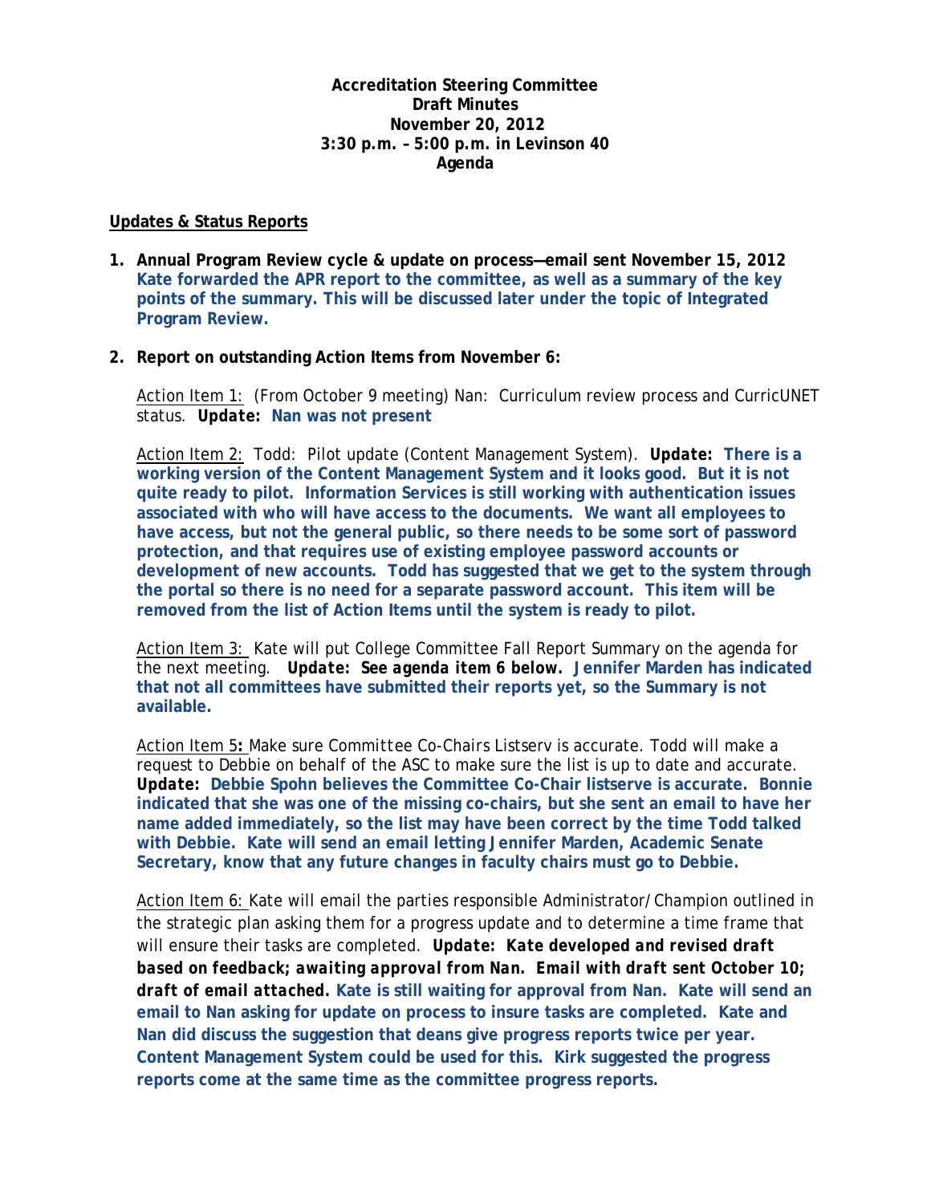**Accreditation Steering Committee**
**Draft Minutes**
**November 20, 2012**
**3:30 p.m. – 5:00 p.m. in Levinson 40**
**Agenda**

**Updates & Status Reports**

1. **Annual Program Review cycle & update on process—email sent November 15, 2012**
   **Kate forwarded the APR report to the committee, as well as a summary of the key points of the summary. This will be discussed later under the topic of Integrated Program Review.**

2. **Report on outstanding Action Items from November 6:**

   Action Item 1: (From October 9 meeting) Nan: Curriculum review process and CurricUNET status. ***Update:*** **Nan was not present**

   Action Item 2: Todd: Pilot update (Content Management System). ***Update:*** **There is a working version of the Content Management System and it looks good. But it is not quite ready to pilot. Information Services is still working with authentication issues associated with who will have access to the documents. We want all employees to have access, but not the general public, so there needs to be some sort of password protection, and that requires use of existing employee password accounts or development of new accounts. Todd has suggested that we get to the system through the portal so there is no need for a separate password account. This item will be removed from the list of Action Items until the system is ready to pilot.**

   Action Item 3: Kate will put College Committee Fall Report Summary on the agenda for the next meeting. ***Update: See agenda item 6 below.*** **Jennifer Marden has indicated that not all committees have submitted their reports yet, so the Summary is not available.**

   Action Item 5**:** Make sure Committee Co-Chairs Listserv is accurate. Todd will make a request to Debbie on behalf of the ASC to make sure the list is up to date and accurate. ***Update:*** **Debbie Spohn believes the Committee Co-Chair listserve is accurate. Bonnie indicated that she was one of the missing co-chairs, but she sent an email to have her name added immediately, so the list may have been correct by the time Todd talked with Debbie. Kate will send an email letting Jennifer Marden, Academic Senate Secretary, know that any future changes in faculty chairs must go to Debbie.**

   Action Item 6: Kate will email the parties responsible Administrator/Champion outlined in the strategic plan asking them for a progress update and to determine a time frame that will ensure their tasks are completed. ***Update: Kate developed and revised draft based on feedback; awaiting approval from Nan. Email with draft sent October 10; draft of email attached.*** **Kate is still waiting for approval from Nan. Kate will send an email to Nan asking for update on process to insure tasks are completed. Kate and Nan did discuss the suggestion that deans give progress reports twice per year. Content Management System could be used for this. Kirk suggested the progress reports come at the same time as the committee progress reports.**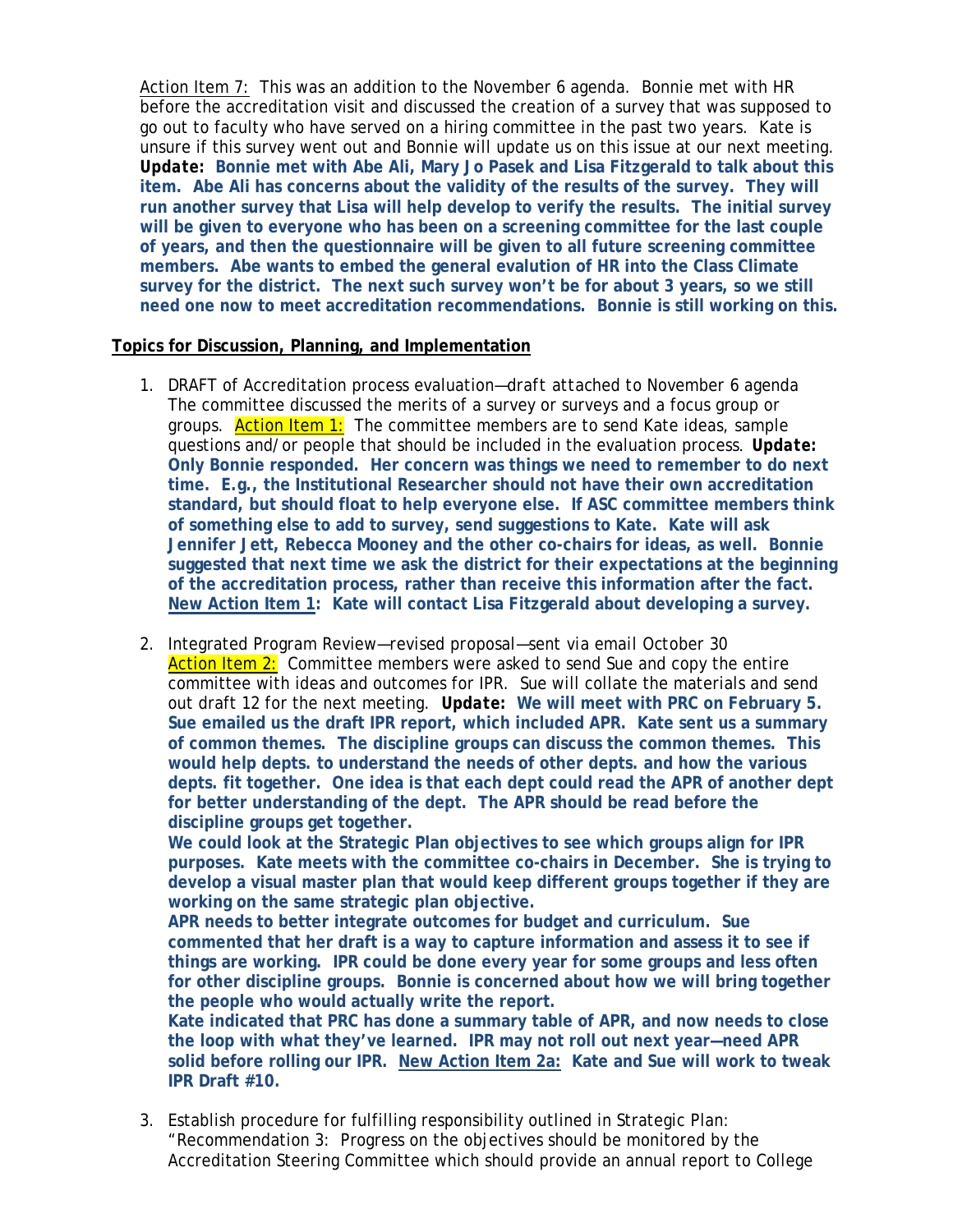Action Item 7: This was an addition to the November 6 agenda. Bonnie met with HR before the accreditation visit and discussed the creation of a survey that was supposed to go out to faculty who have served on a hiring committee in the past two years. Kate is unsure if this survey went out and Bonnie will update us on this issue at our next meeting. ***Update:*** **Bonnie met with Abe Ali, Mary Jo Pasek and Lisa Fitzgerald to talk about this item. Abe Ali has concerns about the validity of the results of the survey. They will run another survey that Lisa will help develop to verify the results. The initial survey will be given to everyone who has been on a screening committee for the last couple of years, and then the questionnaire will be given to all future screening committee members. Abe wants to embed the general evalution of HR into the Class Climate survey for the district. The next such survey won't be for about 3 years, so we still need one now to meet accreditation recommendations. Bonnie is still working on this.**

**Topics for Discussion, Planning, and Implementation**

1. DRAFT of Accreditation process evaluation—*draft attached to November 6 agenda* The committee discussed the merits of a survey or surveys and a focus group or groups. Action Item 1: The committee members are to send Kate ideas, sample questions and/or people that should be included in the evaluation process. ***Update:*** **Only Bonnie responded. Her concern was things we need to remember to do next time. E.g., the Institutional Researcher should not have their own accreditation standard, but should float to help everyone else. If ASC committee members think of something else to add to survey, send suggestions to Kate. Kate will ask Jennifer Jett, Rebecca Mooney and the other co-chairs for ideas, as well. Bonnie suggested that next time we ask the district for their expectations at the beginning of the accreditation process, rather than receive this information after the fact. New Action Item 1: Kate will contact Lisa Fitzgerald about developing a survey.**

2. Integrated Program Review—revised proposal—sent via email October 30
   Action Item 2: Committee members were asked to send Sue and copy the entire committee with ideas and outcomes for IPR. Sue will collate the materials and send out draft 12 for the next meeting. ***Update:*** **We will meet with PRC on February 5. Sue emailed us the draft IPR report, which included APR. Kate sent us a summary of common themes. The discipline groups can discuss the common themes. This would help depts. to understand the needs of other depts. and how the various depts. fit together. One idea is that each dept could read the APR of another dept for better understanding of the dept. The APR should be read before the discipline groups get together.**
   **We could look at the Strategic Plan objectives to see which groups align for IPR purposes. Kate meets with the committee co-chairs in December. She is trying to develop a visual master plan that would keep different groups together if they are working on the same strategic plan objective.**
   **APR needs to better integrate outcomes for budget and curriculum. Sue commented that her draft is a way to capture information and assess it to see if things are working. IPR could be done every year for some groups and less often for other discipline groups. Bonnie is concerned about how we will bring together the people who would actually write the report.**
   **Kate indicated that PRC has done a summary table of APR, and now needs to close the loop with what they've learned. IPR may not roll out next year—need APR solid before rolling our IPR. New Action Item 2a: Kate and Sue will work to tweak IPR Draft #10.**

3. Establish procedure for fulfilling responsibility outlined in Strategic Plan: "Recommendation 3: Progress on the objectives should be monitored by the Accreditation Steering Committee which should provide an annual report to College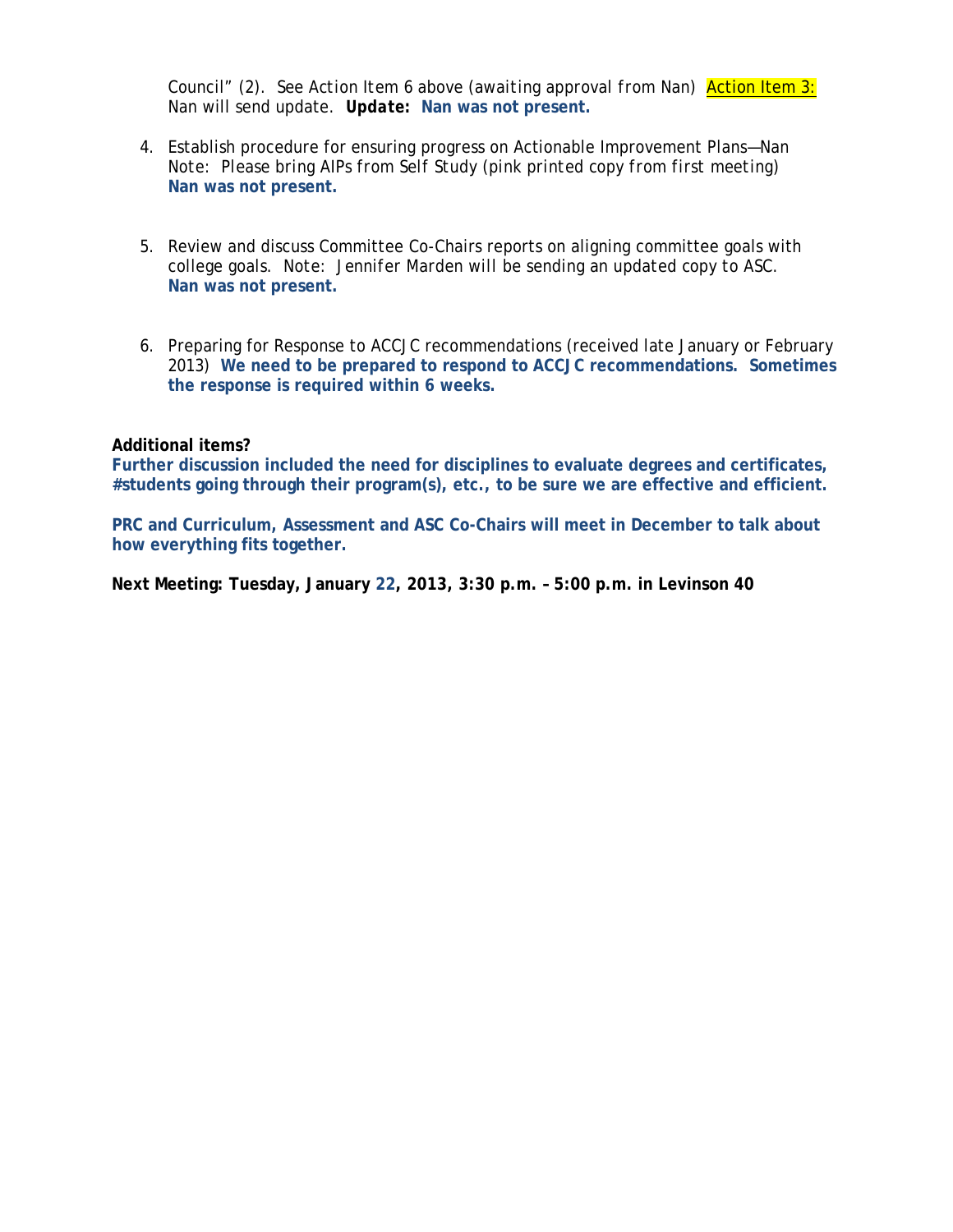Council" (2). See Action Item 6 above (awaiting approval from Nan) Action Item 3: Nan will send update. ***Update:*** **Nan was not present.**

4. Establish procedure for ensuring progress on Actionable Improvement Plans—Nan
   Note: Please bring AIPs from Self Study (pink printed copy from first meeting)
   **Nan was not present.**

5. Review and discuss Committee Co-Chairs reports on aligning committee goals with college goals. Note: Jennifer Marden will be sending an updated copy to ASC.
   **Nan was not present.**

6. Preparing for Response to ACCJC recommendations (received late January or February 2013) **We need to be prepared to respond to ACCJC recommendations. Sometimes the response is required within 6 weeks.**

**Additional items?**
**Further discussion included the need for disciplines to evaluate degrees and certificates, #students going through their program(s), etc., to be sure we are effective and efficient.**

**PRC and Curriculum, Assessment and ASC Co-Chairs will meet in December to talk about how everything fits together.**

**Next Meeting: Tuesday, January 22, 2013, 3:30 p.m. – 5:00 p.m. in Levinson 40**